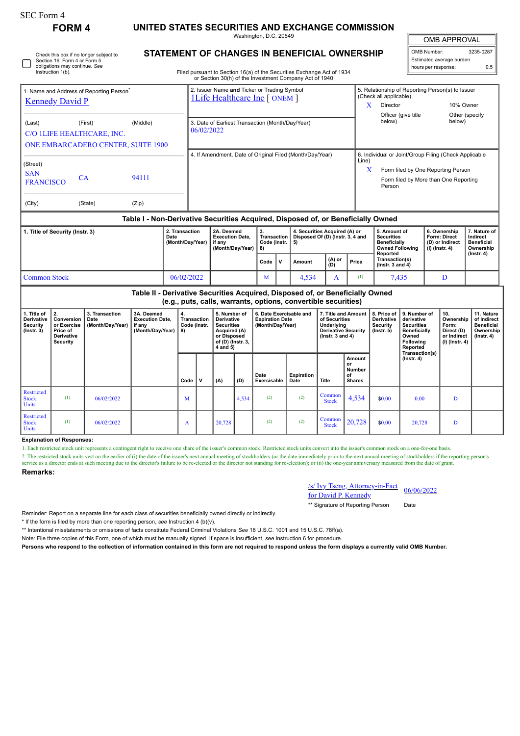SEC Form 4

# FORM 4

## UNITED STATES SECURITIES AND EXCHANGE COMMISSION

Washington, D.C. 20549

## STATEMENT OF CHANGES IN BENEFICIAL OWNERSHIP

Filed pursuant to Section 16(a) of the Securities Exchange Act of 1934 or Section 30(h) of the Investment Company Act of 1940

| OMB APPROVAL | |
|---|---|
| OMB Number: | 3235-0287 |
| Estimated average burden | |
| hours per response: | 0.5 |

☐ Check this box if no longer subject to Section 16. Form 4 or Form 5 obligations may continue. *See* Instruction 1(b).

1. Name and Address of Reporting Person*
Kennedy David P

(Last) (First) (Middle)
C/O 1LIFE HEALTHCARE, INC.
ONE EMBARCADERO CENTER, SUITE 1900

(Street)
SAN FRANCISCO CA 94111

(City) (State) (Zip)

2. Issuer Name **and** Ticker or Trading Symbol
1Life Healthcare Inc [ ONEM ]

3. Date of Earliest Transaction (Month/Day/Year)
06/02/2022

4. If Amendment, Date of Original Filed (Month/Day/Year)

5. Relationship of Reporting Person(s) to Issuer (Check all applicable)
X Director
10% Owner
Officer (give title below)
Other (specify below)

6. Individual or Joint/Group Filing (Check Applicable Line)
X Form filed by One Reporting Person
Form filed by More than One Reporting Person

### Table I - Non-Derivative Securities Acquired, Disposed of, or Beneficially Owned

| 1. Title of Security (Instr. 3) | 2. Transaction Date (Month/Day/Year) | 2A. Deemed Execution Date, if any (Month/Day/Year) | 3. Transaction Code (Instr. 8) | | 4. Securities Acquired (A) or Disposed Of (D) (Instr. 3, 4 and 5) | | | 5. Amount of Securities Beneficially Owned Following Reported Transaction(s) (Instr. 3 and 4) | 6. Ownership Form: Direct (D) or Indirect (I) (Instr. 4) | 7. Nature of Indirect Beneficial Ownership (Instr. 4) |
|---|---|---|---|---|---|---|---|---|---|---|
| | | | Code | V | Amount | (A) or (D) | Price | | | |
| Common Stock | 06/02/2022 | | M | | 4,534 | A | (1) | 7,435 | D | |

### Table II - Derivative Securities Acquired, Disposed of, or Beneficially Owned (e.g., puts, calls, warrants, options, convertible securities)

| 1. Title of Derivative Security (Instr. 3) | 2. Conversion or Exercise Price of Derivative Security | 3. Transaction Date (Month/Day/Year) | 3A. Deemed Execution Date, if any (Month/Day/Year) | 4. Transaction Code (Instr. 8) | | 5. Number of Derivative Securities Acquired (A) or Disposed of (D) (Instr. 3, 4 and 5) | | 6. Date Exercisable and Expiration Date (Month/Day/Year) | | 7. Title and Amount of Securities Underlying Derivative Security (Instr. 3 and 4) | | 8. Price of Derivative Security (Instr. 5) | 9. Number of derivative Securities Beneficially Owned Following Reported Transaction(s) (Instr. 4) | 10. Ownership Form: Direct (D) or Indirect (I) (Instr. 4) | 11. Nature of Indirect Beneficial Ownership (Instr. 4) |
|---|---|---|---|---|---|---|---|---|---|---|---|---|---|---|---|
| | | | | Code | V | (A) | (D) | Date Exercisable | Expiration Date | Title | Amount or Number of Shares | | | | |
| Restricted Stock Units | (1) | 06/02/2022 | | M | | | 4,534 | (2) | (2) | Common Stock | 4,534 | $0.00 | 0.00 | D | |
| Restricted Stock Units | (1) | 06/02/2022 | | A | | 20,728 | | (2) | (2) | Common Stock | 20,728 | $0.00 | 20,728 | D | |

**Explanation of Responses:**

1. Each restricted stock unit represents a contingent right to receive one share of the issuer's common stock. Restricted stock units convert into the issuer's common stock on a one-for-one basis.

2. The restricted stock units vest on the earlier of (i) the date of the issuer's next annual meeting of stockholders (or the date immediately prior to the next annual meeting of stockholders if the reporting person's service as a director ends at such meeting due to the director's failure to be re-elected or the director not standing for re-election); or (ii) the one-year anniversary measured from the date of grant.

**Remarks:**

/s/ Ivy Tseng, Attorney-in-Fact for David P. Kennedy 06/06/2022

** Signature of Reporting Person Date

Reminder: Report on a separate line for each class of securities beneficially owned directly or indirectly.

* If the form is filed by more than one reporting person, *see* Instruction 4 (b)(v).

** Intentional misstatements or omissions of facts constitute Federal Criminal Violations *See* 18 U.S.C. 1001 and 15 U.S.C. 78ff(a).

Note: File three copies of this Form, one of which must be manually signed. If space is insufficient, *see* Instruction 6 for procedure.

**Persons who respond to the collection of information contained in this form are not required to respond unless the form displays a currently valid OMB Number.**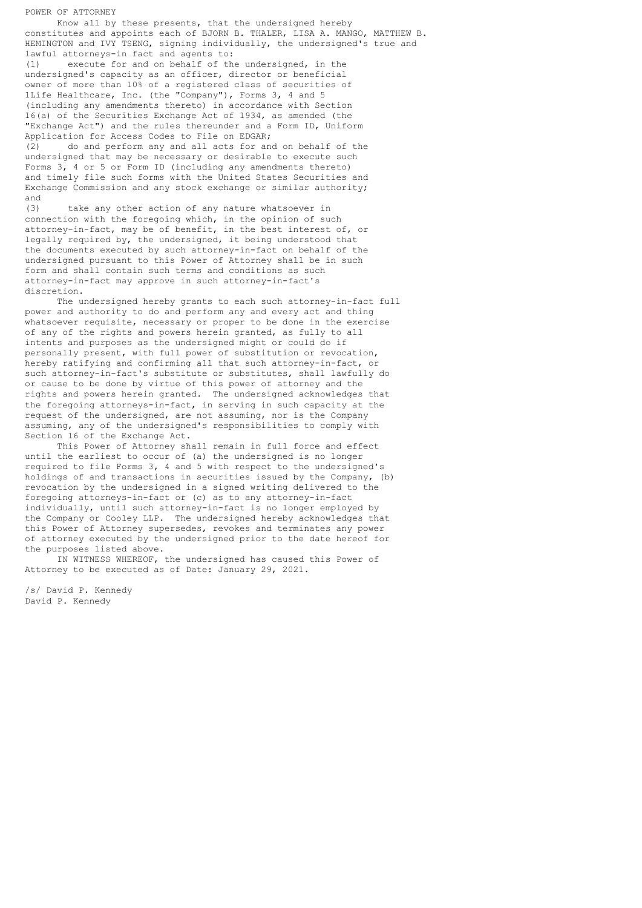# POWER OF ATTORNEY

Know all by these presents, that the undersigned hereby constitutes and appoints each of BJORN B. THALER, LISA A. MANGO, MATTHEW B. HEMINGTON and IVY TSENG, signing individually, the undersigned's true and lawful attorneys-in fact and agents to:

(1) execute for and on behalf of the undersigned, in the undersigned's capacity as an officer, director or beneficial owner of more than 10% of a registered class of securities of 1Life Healthcare, Inc. (the "Company"), Forms 3, 4 and 5 (including any amendments thereto) in accordance with Section 16(a) of the Securities Exchange Act of 1934, as amended (the "Exchange Act") and the rules thereunder and a Form ID, Uniform Application for Access Codes to File on EDGAR;

(2) do and perform any and all acts for and on behalf of the undersigned that may be necessary or desirable to execute such Forms 3, 4 or 5 or Form ID (including any amendments thereto) and timely file such forms with the United States Securities and Exchange Commission and any stock exchange or similar authority; and

(3) take any other action of any nature whatsoever in connection with the foregoing which, in the opinion of such attorney-in-fact, may be of benefit, in the best interest of, or legally required by, the undersigned, it being understood that the documents executed by such attorney-in-fact on behalf of the undersigned pursuant to this Power of Attorney shall be in such form and shall contain such terms and conditions as such attorney-in-fact may approve in such attorney-in-fact's discretion.

The undersigned hereby grants to each such attorney-in-fact full power and authority to do and perform any and every act and thing whatsoever requisite, necessary or proper to be done in the exercise of any of the rights and powers herein granted, as fully to all intents and purposes as the undersigned might or could do if personally present, with full power of substitution or revocation, hereby ratifying and confirming all that such attorney-in-fact, or such attorney-in-fact's substitute or substitutes, shall lawfully do or cause to be done by virtue of this power of attorney and the rights and powers herein granted. The undersigned acknowledges that the foregoing attorneys-in-fact, in serving in such capacity at the request of the undersigned, are not assuming, nor is the Company assuming, any of the undersigned's responsibilities to comply with Section 16 of the Exchange Act.

This Power of Attorney shall remain in full force and effect until the earliest to occur of (a) the undersigned is no longer required to file Forms 3, 4 and 5 with respect to the undersigned's holdings of and transactions in securities issued by the Company, (b) revocation by the undersigned in a signed writing delivered to the foregoing attorneys-in-fact or (c) as to any attorney-in-fact individually, until such attorney-in-fact is no longer employed by the Company or Cooley LLP. The undersigned hereby acknowledges that this Power of Attorney supersedes, revokes and terminates any power of attorney executed by the undersigned prior to the date hereof for the purposes listed above.

IN WITNESS WHEREOF, the undersigned has caused this Power of Attorney to be executed as of Date: January 29, 2021.

/s/ David P. Kennedy
David P. Kennedy